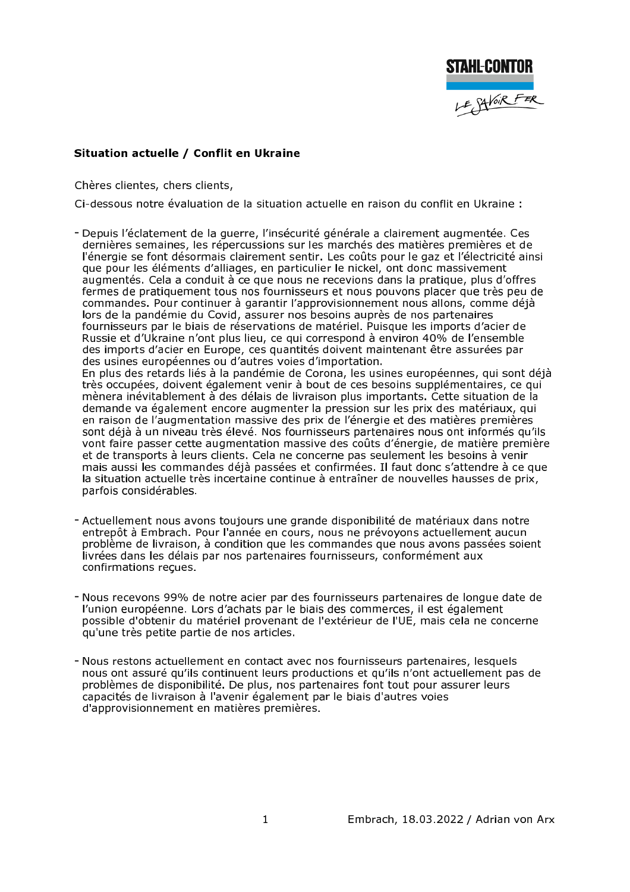**Situation actuelle / Conflit en Ukraine**

Chères clientes, chers clients,

Ci-dessous notre évaluation de la situation actuelle en raison du conflit en Ukraine :

- Depuis l'éclatement de la guerre, l'insécurité générale a clairement augmentée. Ces dernières semaines, les répercussions sur les marchés des matières premières et de l'énergie se font désormais clairement sentir. Les coûts pour le gaz et l'électricité ainsi que pour les éléments d'alliages, en particulier le nickel, ont donc massivement augmentés. Cela a conduit à ce que nous ne recevions dans la pratique, plus d'offres fermes de pratiquement tous nos fournisseurs et nous pouvons placer que très peu de commandes. Pour continuer à garantir l'approvisionnement nous allons, comme déjà lors de la pandémie du Covid, assurer nos besoins auprès de nos partenaires fournisseurs par le biais de réservations de matériel. Puisque les imports d'acier de Russie et d'Ukraine n'ont plus lieu, ce qui correspond à environ 40% de l'ensemble des imports d'acier en Europe, ces quantités doivent maintenant être assurées par des usines européennes ou d'autres voies d'importation.
  En plus des retards liés à la pandémie de Corona, les usines européennes, qui sont déjà très occupées, doivent également venir à bout de ces besoins supplémentaires, ce qui mènera inévitablement à des délais de livraison plus importants. Cette situation de la demande va également encore augmenter la pression sur les prix des matériaux, qui en raison de l'augmentation massive des prix de l'énergie et des matières premières sont déjà à un niveau très élevé. Nos fournisseurs partenaires nous ont informés qu'ils vont faire passer cette augmentation massive des coûts d'énergie, de matière première et de transports à leurs clients. Cela ne concerne pas seulement les besoins à venir mais aussi les commandes déjà passées et confirmées. Il faut donc s'attendre à ce que la situation actuelle très incertaine continue à entraîner de nouvelles hausses de prix, parfois considérables.

- Actuellement nous avons toujours une grande disponibilité de matériaux dans notre entrepôt à Embrach. Pour l'année en cours, nous ne prévoyons actuellement aucun problème de livraison, à condition que les commandes que nous avons passées soient livrées dans les délais par nos partenaires fournisseurs, conformément aux confirmations reçues.

- Nous recevons 99% de notre acier par des fournisseurs partenaires de longue date de l'union européenne. Lors d'achats par le biais des commerces, il est également possible d'obtenir du matériel provenant de l'extérieur de l'UE, mais cela ne concerne qu'une très petite partie de nos articles.

- Nous restons actuellement en contact avec nos fournisseurs partenaires, lesquels nous ont assuré qu'ils continuent leurs productions et qu'ils n'ont actuellement pas de problèmes de disponibilité. De plus, nos partenaires font tout pour assurer leurs capacités de livraison à l'avenir également par le biais d'autres voies d'approvisionnement en matières premières.

Embrach, 18.03.2022 / Adrian von Arx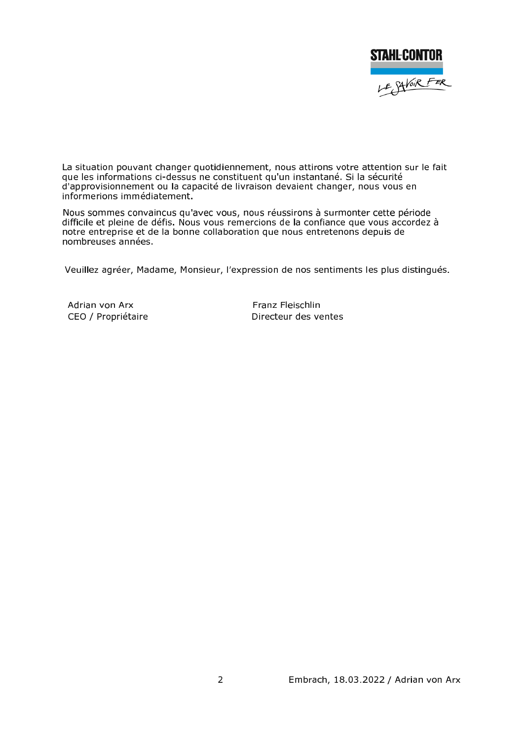La situation pouvant changer quotidiennement, nous attirons votre attention sur le fait que les informations ci-dessus ne constituent qu'un instantané. Si la sécurité d'approvisionnement ou la capacité de livraison devaient changer, nous vous en informerions immédiatement.

Nous sommes convaincus qu'avec vous, nous réussirons à surmonter cette période difficile et pleine de défis. Nous vous remercions de la confiance que vous accordez à notre entreprise et de la bonne collaboration que nous entretenons depuis de nombreuses années.

Veuillez agréer, Madame, Monsieur, l'expression de nos sentiments les plus distingués.

Adrian von Arx
CEO / Propriétaire

Franz Fleischlin
Directeur des ventes